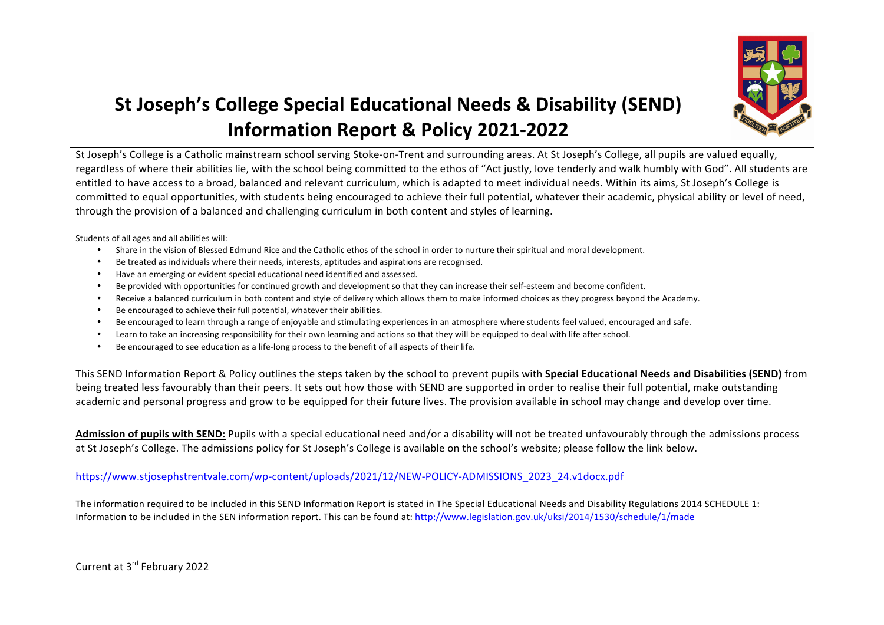# St Joseph's College Special Educational Needs & Disability (SEND) Information Report & Policy 2021-2022

St Joseph's College is a Catholic mainstream school serving Stoke-on-Trent and surrounding areas. At St Joseph's College, all pupils are valued equally, regardless of where their abilities lie, with the school being committed to the ethos of "Act justly, love tenderly and walk humbly with God". All students are entitled to have access to a broad, balanced and relevant curriculum, which is adapted to meet individual needs. Within its aims, St Joseph's College is committed to equal opportunities, with students being encouraged to achieve their full potential, whatever their academic, physical ability or level of need, through the provision of a balanced and challenging curriculum in both content and styles of learning.

Students of all ages and all abilities will:

- Share in the vision of Blessed Edmund Rice and the Catholic ethos of the school in order to nurture their spiritual and moral development.
- Be treated as individuals where their needs, interests, aptitudes and aspirations are recognised.
- Have an emerging or evident special educational need identified and assessed.
- Be provided with opportunities for continued growth and development so that they can increase their self-esteem and become confident.
- Receive a balanced curriculum in both content and style of delivery which allows them to make informed choices as they progress beyond the Academy.
- Be encouraged to achieve their full potential, whatever their abilities.
- Be encouraged to learn through a range of enjoyable and stimulating experiences in an atmosphere where students feel valued, encouraged and safe.
- Learn to take an increasing responsibility for their own learning and actions so that they will be equipped to deal with life after school.
- Be encouraged to see education as a life-long process to the benefit of all aspects of their life.

This SEND Information Report & Policy outlines the steps taken by the school to prevent pupils with **Special Educational Needs and Disabilities (SEND)** from being treated less favourably than their peers. It sets out how those with SEND are supported in order to realise their full potential, make outstanding academic and personal progress and grow to be equipped for their future lives. The provision available in school may change and develop over time.

**Admission of pupils with SEND:** Pupils with a special educational need and/or a disability will not be treated unfavourably through the admissions process at St Joseph's College. The admissions policy for St Joseph's College is available on the school's website; please follow the link below.

https://www.stjosephstrentvale.com/wp-content/uploads/2021/12/NEW-POLICY-ADMISSIONS_2023_24.v1docx.pdf

The information required to be included in this SEND Information Report is stated in The Special Educational Needs and Disability Regulations 2014 SCHEDULE 1: Information to be included in the SEN information report. This can be found at: http://www.legislation.gov.uk/uksi/2014/1530/schedule/1/made

Current at 3rd February 2022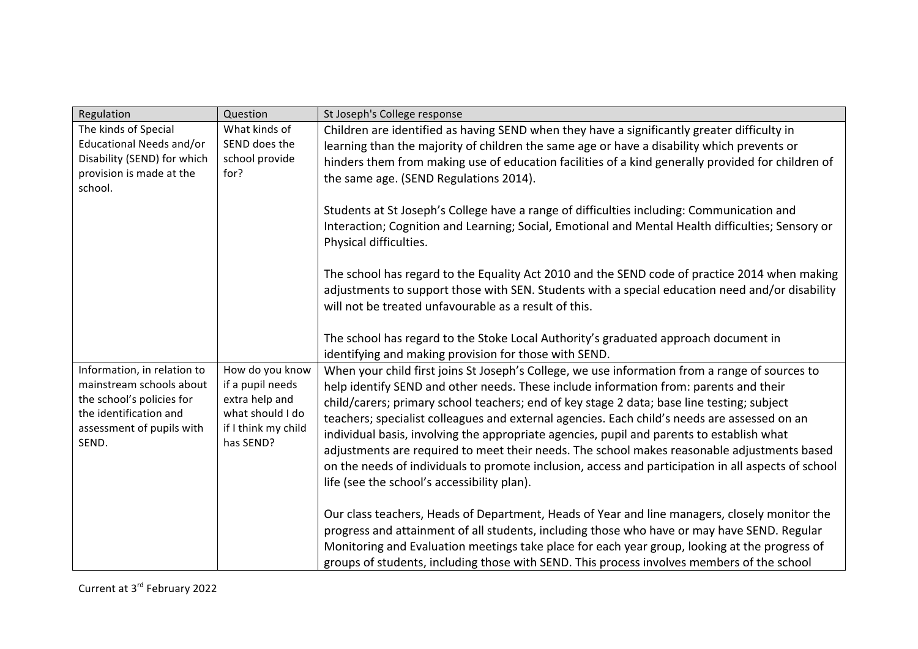| Regulation | Question | St Joseph's College response |
| --- | --- | --- |
| The kinds of Special Educational Needs and/or Disability (SEND) for which provision is made at the school. | What kinds of SEND does the school provide for? | Children are identified as having SEND when they have a significantly greater difficulty in learning than the majority of children the same age or have a disability which prevents or hinders them from making use of education facilities of a kind generally provided for children of the same age. (SEND Regulations 2014).<br><br>Students at St Joseph's College have a range of difficulties including: Communication and Interaction; Cognition and Learning; Social, Emotional and Mental Health difficulties; Sensory or Physical difficulties.<br><br>The school has regard to the Equality Act 2010 and the SEND code of practice 2014 when making adjustments to support those with SEN. Students with a special education need and/or disability will not be treated unfavourable as a result of this.<br><br>The school has regard to the Stoke Local Authority's graduated approach document in identifying and making provision for those with SEND. |
| Information, in relation to mainstream schools about the school's policies for the identification and assessment of pupils with SEND. | How do you know if a pupil needs extra help and what should I do if I think my child has SEND? | When your child first joins St Joseph's College, we use information from a range of sources to help identify SEND and other needs. These include information from: parents and their child/carers; primary school teachers; end of key stage 2 data; base line testing; subject teachers; specialist colleagues and external agencies. Each child's needs are assessed on an individual basis, involving the appropriate agencies, pupil and parents to establish what adjustments are required to meet their needs. The school makes reasonable adjustments based on the needs of individuals to promote inclusion, access and participation in all aspects of school life (see the school's accessibility plan).<br><br>Our class teachers, Heads of Department, Heads of Year and line managers, closely monitor the progress and attainment of all students, including those who have or may have SEND. Regular Monitoring and Evaluation meetings take place for each year group, looking at the progress of groups of students, including those with SEND. This process involves members of the school |

Current at 3rd February 2022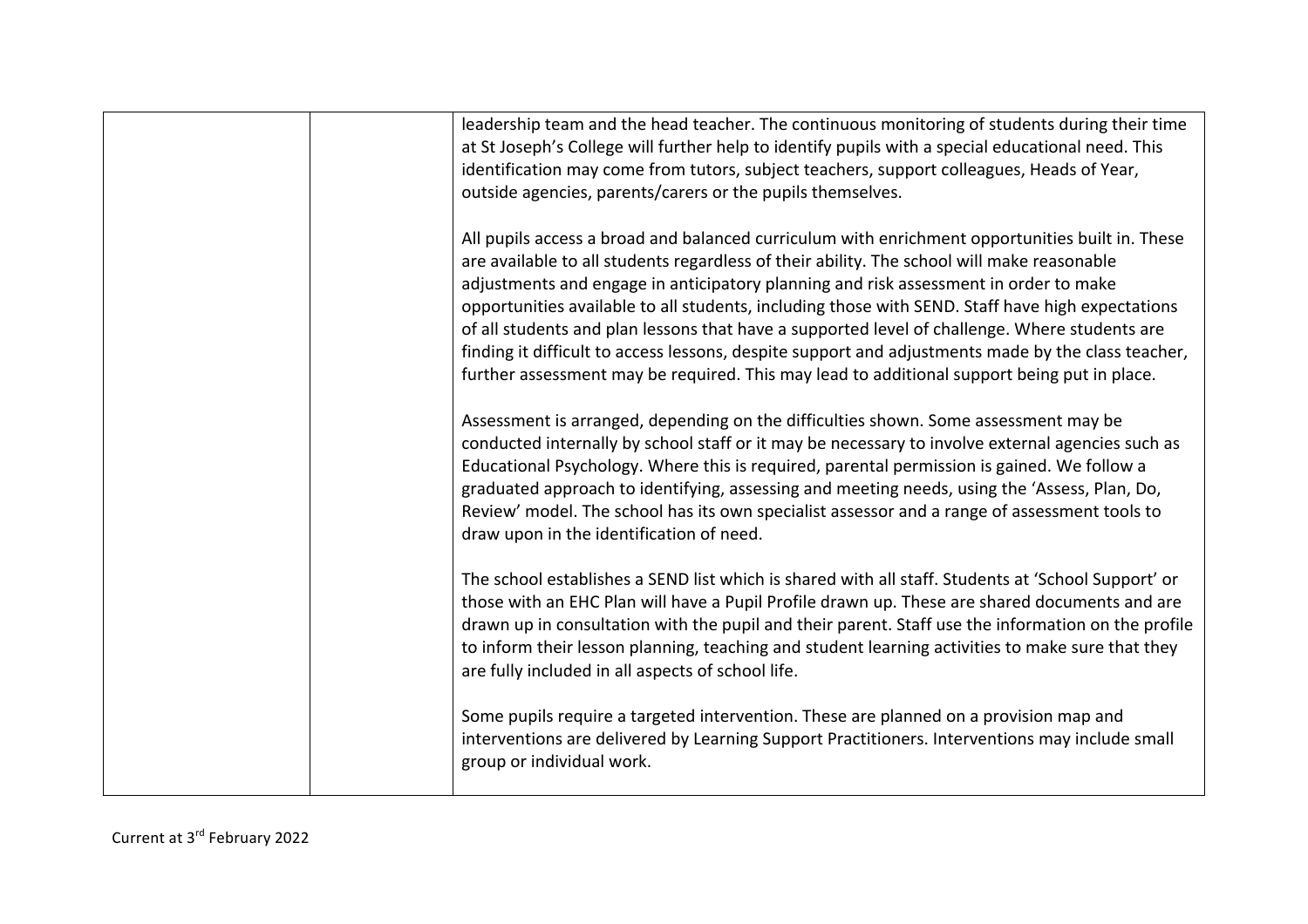| | | |
|---|---|---|
| | | leadership team and the head teacher. The continuous monitoring of students during their time at St Joseph's College will further help to identify pupils with a special educational need. This identification may come from tutors, subject teachers, support colleagues, Heads of Year, outside agencies, parents/carers or the pupils themselves.<br><br>All pupils access a broad and balanced curriculum with enrichment opportunities built in. These are available to all students regardless of their ability. The school will make reasonable adjustments and engage in anticipatory planning and risk assessment in order to make opportunities available to all students, including those with SEND. Staff have high expectations of all students and plan lessons that have a supported level of challenge. Where students are finding it difficult to access lessons, despite support and adjustments made by the class teacher, further assessment may be required. This may lead to additional support being put in place.<br><br>Assessment is arranged, depending on the difficulties shown. Some assessment may be conducted internally by school staff or it may be necessary to involve external agencies such as Educational Psychology. Where this is required, parental permission is gained. We follow a graduated approach to identifying, assessing and meeting needs, using the 'Assess, Plan, Do, Review' model. The school has its own specialist assessor and a range of assessment tools to draw upon in the identification of need.<br><br>The school establishes a SEND list which is shared with all staff. Students at 'School Support' or those with an EHC Plan will have a Pupil Profile drawn up. These are shared documents and are drawn up in consultation with the pupil and their parent. Staff use the information on the profile to inform their lesson planning, teaching and student learning activities to make sure that they are fully included in all aspects of school life.<br><br>Some pupils require a targeted intervention. These are planned on a provision map and interventions are delivered by Learning Support Practitioners. Interventions may include small group or individual work. |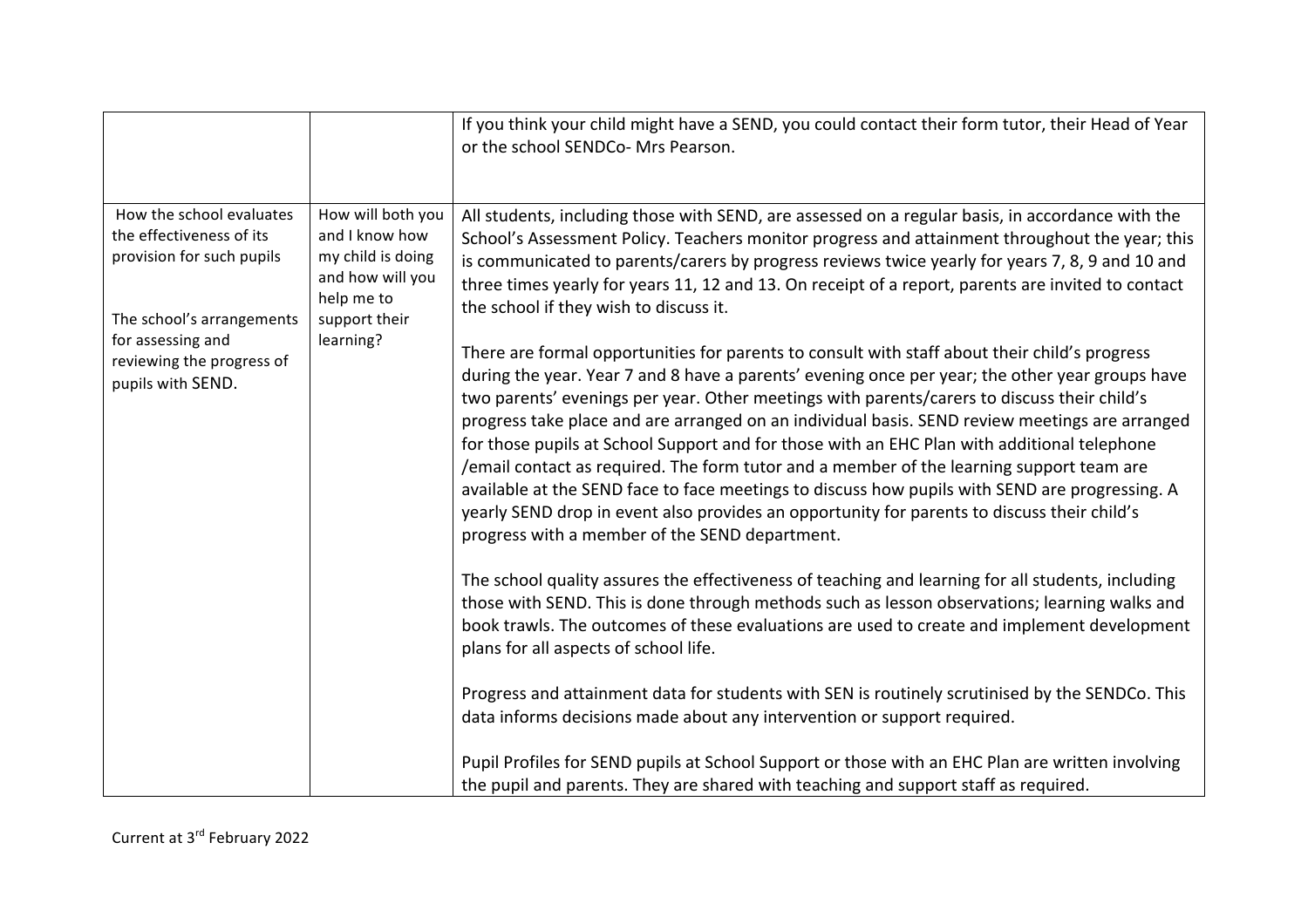| | | |
|---|---|---|
| | | If you think your child might have a SEND, you could contact their form tutor, their Head of Year or the school SENDCo- Mrs Pearson. |
| How the school evaluates the effectiveness of its provision for such pupils<br><br>The school's arrangements for assessing and reviewing the progress of pupils with SEND. | How will both you and I know how my child is doing and how will you help me to support their learning? | All students, including those with SEND, are assessed on a regular basis, in accordance with the School's Assessment Policy. Teachers monitor progress and attainment throughout the year; this is communicated to parents/carers by progress reviews twice yearly for years 7, 8, 9 and 10 and three times yearly for years 11, 12 and 13. On receipt of a report, parents are invited to contact the school if they wish to discuss it.<br><br>There are formal opportunities for parents to consult with staff about their child's progress during the year. Year 7 and 8 have a parents' evening once per year; the other year groups have two parents' evenings per year. Other meetings with parents/carers to discuss their child's progress take place and are arranged on an individual basis. SEND review meetings are arranged for those pupils at School Support and for those with an EHC Plan with additional telephone /email contact as required. The form tutor and a member of the learning support team are available at the SEND face to face meetings to discuss how pupils with SEND are progressing. A yearly SEND drop in event also provides an opportunity for parents to discuss their child's progress with a member of the SEND department.<br><br>The school quality assures the effectiveness of teaching and learning for all students, including those with SEND. This is done through methods such as lesson observations; learning walks and book trawls. The outcomes of these evaluations are used to create and implement development plans for all aspects of school life.<br><br>Progress and attainment data for students with SEN is routinely scrutinised by the SENDCo. This data informs decisions made about any intervention or support required.<br><br>Pupil Profiles for SEND pupils at School Support or those with an EHC Plan are written involving the pupil and parents. They are shared with teaching and support staff as required. |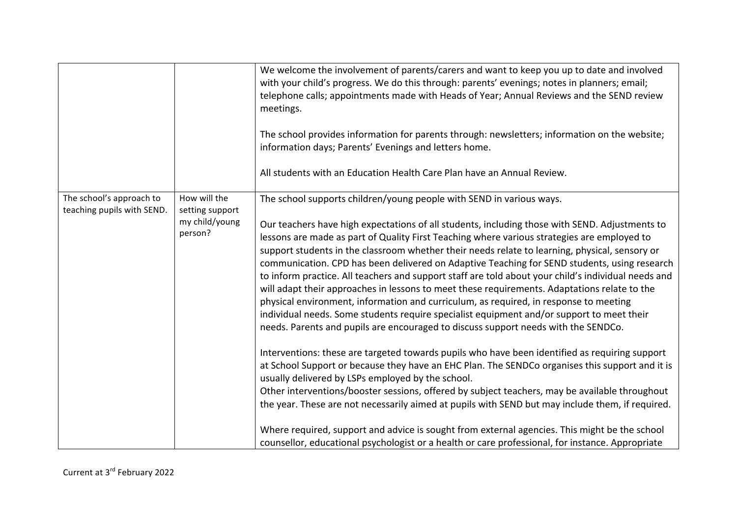| | | |
|---|---|---|
| | | We welcome the involvement of parents/carers and want to keep you up to date and involved with your child's progress. We do this through: parents' evenings; notes in planners; email; telephone calls; appointments made with Heads of Year; Annual Reviews and the SEND review meetings.<br><br>The school provides information for parents through: newsletters; information on the website; information days; Parents' Evenings and letters home.<br><br>All students with an Education Health Care Plan have an Annual Review. |
| The school's approach to teaching pupils with SEND. | How will the setting support my child/young person? | The school supports children/young people with SEND in various ways.<br><br>Our teachers have high expectations of all students, including those with SEND. Adjustments to lessons are made as part of Quality First Teaching where various strategies are employed to support students in the classroom whether their needs relate to learning, physical, sensory or communication. CPD has been delivered on Adaptive Teaching for SEND students, using research to inform practice. All teachers and support staff are told about your child's individual needs and will adapt their approaches in lessons to meet these requirements. Adaptations relate to the physical environment, information and curriculum, as required, in response to meeting individual needs. Some students require specialist equipment and/or support to meet their needs. Parents and pupils are encouraged to discuss support needs with the SENDCo.<br><br>Interventions: these are targeted towards pupils who have been identified as requiring support at School Support or because they have an EHC Plan. The SENDCo organises this support and it is usually delivered by LSPs employed by the school.<br>Other interventions/booster sessions, offered by subject teachers, may be available throughout the year. These are not necessarily aimed at pupils with SEND but may include them, if required.<br><br>Where required, support and advice is sought from external agencies. This might be the school counsellor, educational psychologist or a health or care professional, for instance. Appropriate |

Current at 3rd February 2022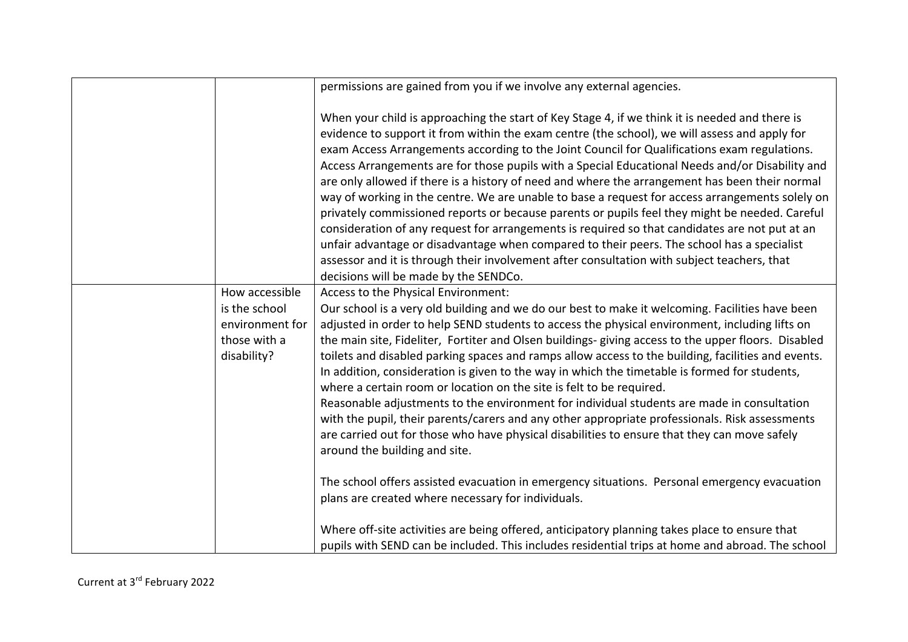| | | |
|---|---|---|
| | | permissions are gained from you if we involve any external agencies.<br><br>When your child is approaching the start of Key Stage 4, if we think it is needed and there is evidence to support it from within the exam centre (the school), we will assess and apply for exam Access Arrangements according to the Joint Council for Qualifications exam regulations. Access Arrangements are for those pupils with a Special Educational Needs and/or Disability and are only allowed if there is a history of need and where the arrangement has been their normal way of working in the centre. We are unable to base a request for access arrangements solely on privately commissioned reports or because parents or pupils feel they might be needed. Careful consideration of any request for arrangements is required so that candidates are not put at an unfair advantage or disadvantage when compared to their peers. The school has a specialist assessor and it is through their involvement after consultation with subject teachers, that decisions will be made by the SENDCo. |
| | How accessible is the school environment for those with a disability? | Access to the Physical Environment:<br>Our school is a very old building and we do our best to make it welcoming. Facilities have been adjusted in order to help SEND students to access the physical environment, including lifts on the main site, Fideliter, Fortiter and Olsen buildings- giving access to the upper floors. Disabled toilets and disabled parking spaces and ramps allow access to the building, facilities and events. In addition, consideration is given to the way in which the timetable is formed for students, where a certain room or location on the site is felt to be required.<br>Reasonable adjustments to the environment for individual students are made in consultation with the pupil, their parents/carers and any other appropriate professionals. Risk assessments are carried out for those who have physical disabilities to ensure that they can move safely around the building and site.<br><br>The school offers assisted evacuation in emergency situations. Personal emergency evacuation plans are created where necessary for individuals.<br><br>Where off-site activities are being offered, anticipatory planning takes place to ensure that pupils with SEND can be included. This includes residential trips at home and abroad. The school |

Current at 3rd February 2022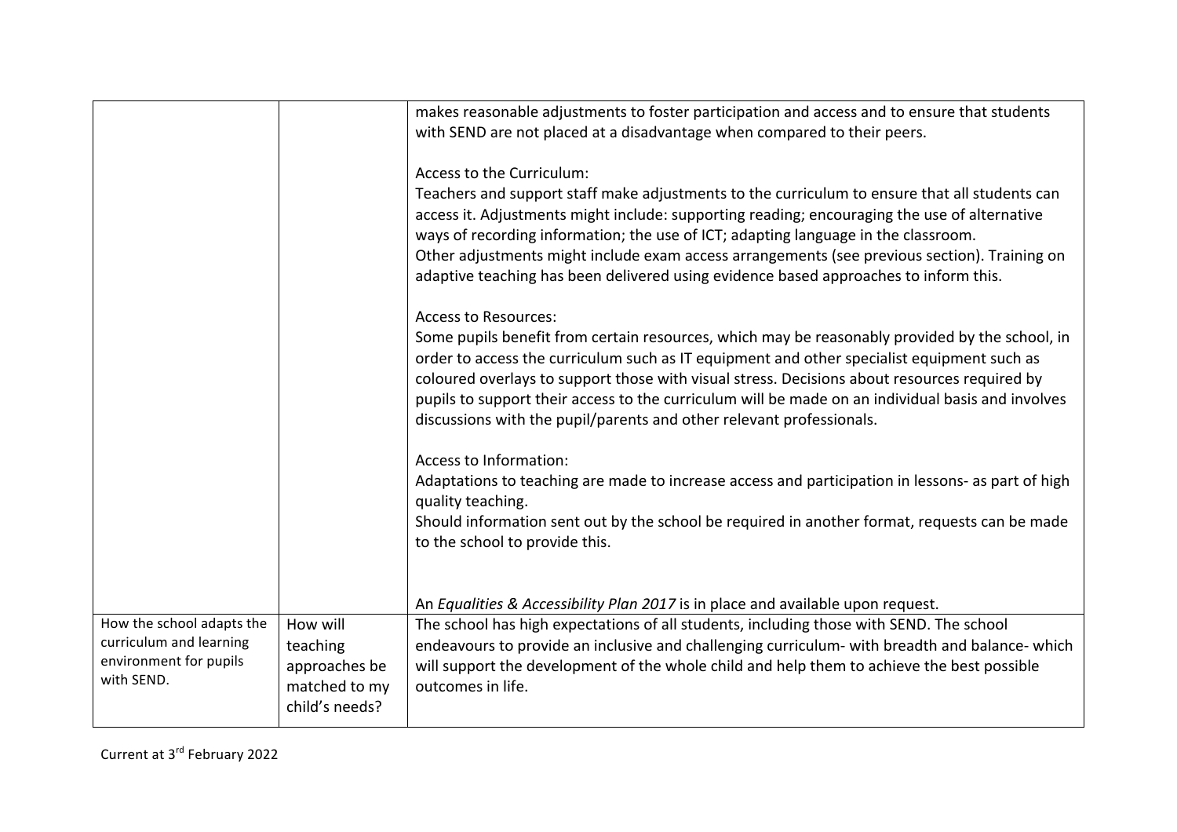| | | |
|---|---|---|
| | | makes reasonable adjustments to foster participation and access and to ensure that students with SEND are not placed at a disadvantage when compared to their peers.<br><br>Access to the Curriculum:<br>Teachers and support staff make adjustments to the curriculum to ensure that all students can access it. Adjustments might include: supporting reading; encouraging the use of alternative ways of recording information; the use of ICT; adapting language in the classroom.<br>Other adjustments might include exam access arrangements (see previous section). Training on adaptive teaching has been delivered using evidence based approaches to inform this.<br><br>Access to Resources:<br>Some pupils benefit from certain resources, which may be reasonably provided by the school, in order to access the curriculum such as IT equipment and other specialist equipment such as coloured overlays to support those with visual stress. Decisions about resources required by pupils to support their access to the curriculum will be made on an individual basis and involves discussions with the pupil/parents and other relevant professionals.<br><br>Access to Information:<br>Adaptations to teaching are made to increase access and participation in lessons- as part of high quality teaching.<br>Should information sent out by the school be required in another format, requests can be made to the school to provide this.<br><br>An *Equalities & Accessibility Plan 2017* is in place and available upon request. |
| How the school adapts the curriculum and learning environment for pupils with SEND. | How will teaching approaches be matched to my child's needs? | The school has high expectations of all students, including those with SEND. The school endeavours to provide an inclusive and challenging curriculum- with breadth and balance- which will support the development of the whole child and help them to achieve the best possible outcomes in life. |

Current at 3rd February 2022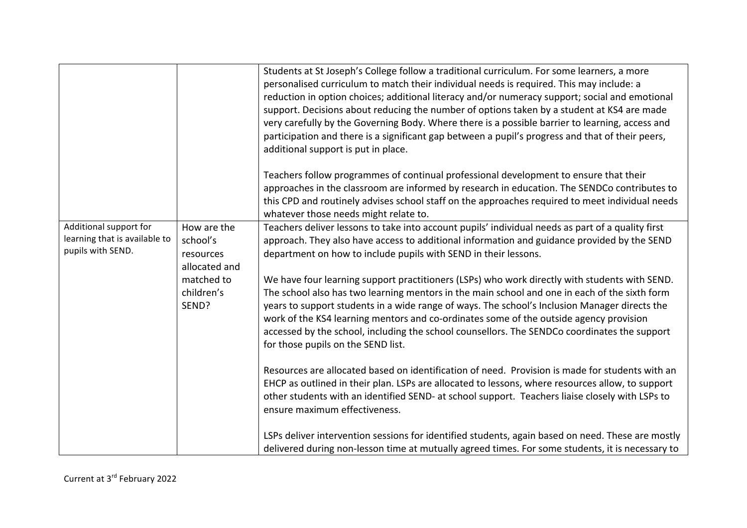| | | |
|---|---|---|
| | | Students at St Joseph's College follow a traditional curriculum. For some learners, a more personalised curriculum to match their individual needs is required. This may include: a reduction in option choices; additional literacy and/or numeracy support; social and emotional support. Decisions about reducing the number of options taken by a student at KS4 are made very carefully by the Governing Body. Where there is a possible barrier to learning, access and participation and there is a significant gap between a pupil's progress and that of their peers, additional support is put in place.<br><br>Teachers follow programmes of continual professional development to ensure that their approaches in the classroom are informed by research in education. The SENDCo contributes to this CPD and routinely advises school staff on the approaches required to meet individual needs whatever those needs might relate to. |
| Additional support for learning that is available to pupils with SEND. | How are the school's resources allocated and matched to children's SEND? | Teachers deliver lessons to take into account pupils' individual needs as part of a quality first approach. They also have access to additional information and guidance provided by the SEND department on how to include pupils with SEND in their lessons.<br><br>We have four learning support practitioners (LSPs) who work directly with students with SEND. The school also has two learning mentors in the main school and one in each of the sixth form years to support students in a wide range of ways. The school's Inclusion Manager directs the work of the KS4 learning mentors and co-ordinates some of the outside agency provision accessed by the school, including the school counsellors. The SENDCo coordinates the support for those pupils on the SEND list.<br><br>Resources are allocated based on identification of need. Provision is made for students with an EHCP as outlined in their plan. LSPs are allocated to lessons, where resources allow, to support other students with an identified SEND- at school support. Teachers liaise closely with LSPs to ensure maximum effectiveness.<br><br>LSPs deliver intervention sessions for identified students, again based on need. These are mostly delivered during non-lesson time at mutually agreed times. For some students, it is necessary to |

Current at 3rd February 2022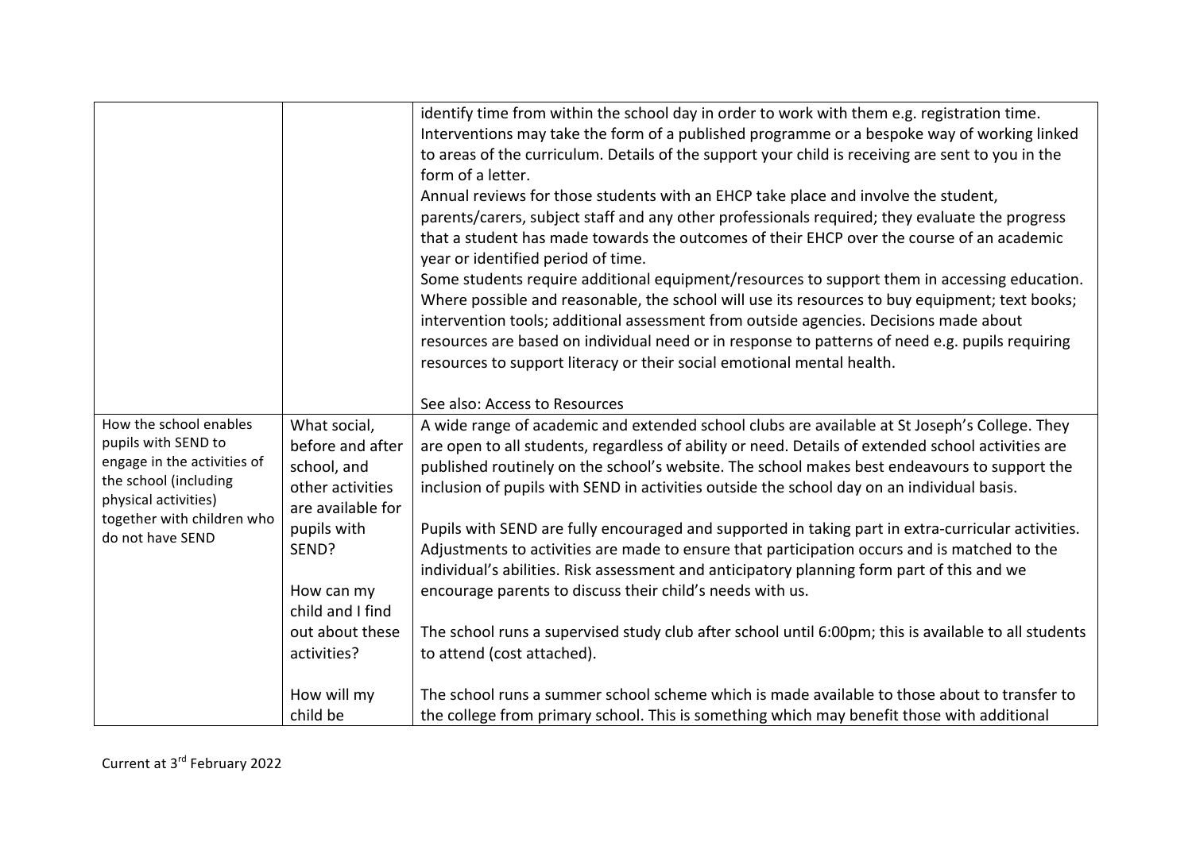| | | |
|---|---|---|
| | | identify time from within the school day in order to work with them e.g. registration time. Interventions may take the form of a published programme or a bespoke way of working linked to areas of the curriculum. Details of the support your child is receiving are sent to you in the form of a letter.<br>Annual reviews for those students with an EHCP take place and involve the student, parents/carers, subject staff and any other professionals required; they evaluate the progress that a student has made towards the outcomes of their EHCP over the course of an academic year or identified period of time.<br>Some students require additional equipment/resources to support them in accessing education. Where possible and reasonable, the school will use its resources to buy equipment; text books; intervention tools; additional assessment from outside agencies. Decisions made about resources are based on individual need or in response to patterns of need e.g. pupils requiring resources to support literacy or their social emotional mental health.<br><br>See also: Access to Resources |
| How the school enables pupils with SEND to engage in the activities of the school (including physical activities) together with children who do not have SEND | What social, before and after school, and other activities are available for pupils with SEND?<br><br>How can my child and I find out about these activities?<br><br>How will my child be | A wide range of academic and extended school clubs are available at St Joseph's College. They are open to all students, regardless of ability or need. Details of extended school activities are published routinely on the school's website. The school makes best endeavours to support the inclusion of pupils with SEND in activities outside the school day on an individual basis.<br><br>Pupils with SEND are fully encouraged and supported in taking part in extra-curricular activities. Adjustments to activities are made to ensure that participation occurs and is matched to the individual's abilities. Risk assessment and anticipatory planning form part of this and we encourage parents to discuss their child's needs with us.<br><br>The school runs a supervised study club after school until 6:00pm; this is available to all students to attend (cost attached).<br><br>The school runs a summer school scheme which is made available to those about to transfer to the college from primary school. This is something which may benefit those with additional |

Current at 3rd February 2022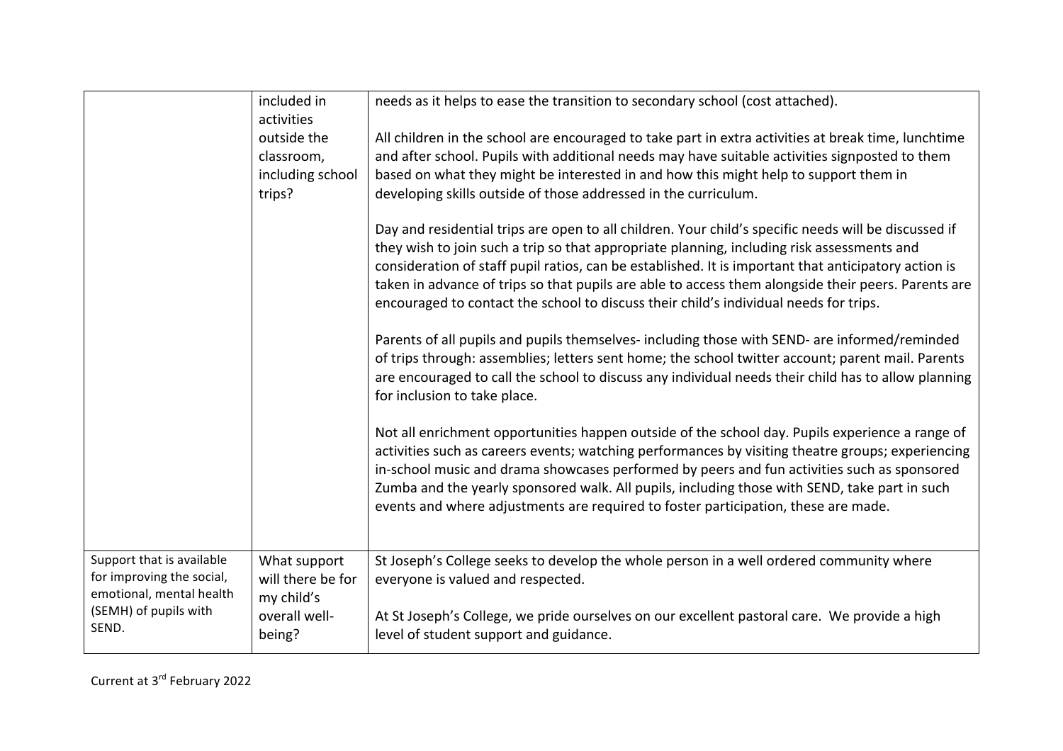| | | |
|---|---|---|
| | included in activities outside the classroom, including school trips? | needs as it helps to ease the transition to secondary school (cost attached).<br><br>All children in the school are encouraged to take part in extra activities at break time, lunchtime and after school. Pupils with additional needs may have suitable activities signposted to them based on what they might be interested in and how this might help to support them in developing skills outside of those addressed in the curriculum.<br><br>Day and residential trips are open to all children. Your child's specific needs will be discussed if they wish to join such a trip so that appropriate planning, including risk assessments and consideration of staff pupil ratios, can be established. It is important that anticipatory action is taken in advance of trips so that pupils are able to access them alongside their peers. Parents are encouraged to contact the school to discuss their child's individual needs for trips.<br><br>Parents of all pupils and pupils themselves- including those with SEND- are informed/reminded of trips through: assemblies; letters sent home; the school twitter account; parent mail. Parents are encouraged to call the school to discuss any individual needs their child has to allow planning for inclusion to take place.<br><br>Not all enrichment opportunities happen outside of the school day. Pupils experience a range of activities such as careers events; watching performances by visiting theatre groups; experiencing in-school music and drama showcases performed by peers and fun activities such as sponsored Zumba and the yearly sponsored walk. All pupils, including those with SEND, take part in such events and where adjustments are required to foster participation, these are made. |
| Support that is available for improving the social, emotional, mental health (SEMH) of pupils with SEND. | What support will there be for my child's overall well-being? | St Joseph's College seeks to develop the whole person in a well ordered community where everyone is valued and respected.<br><br>At St Joseph's College, we pride ourselves on our excellent pastoral care. We provide a high level of student support and guidance. |

Current at 3rd February 2022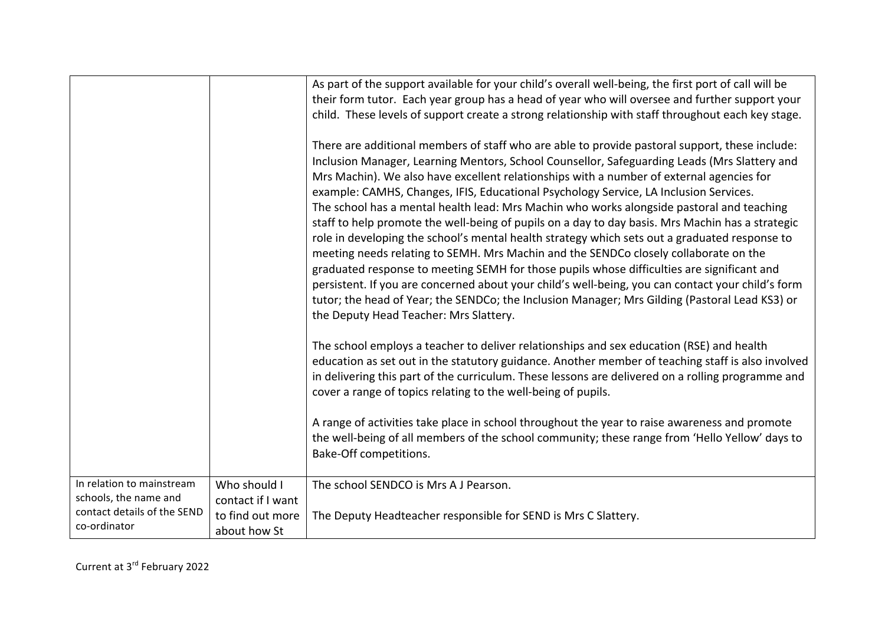| | | |
|---|---|---|
| | | As part of the support available for your child's overall well-being, the first port of call will be their form tutor. Each year group has a head of year who will oversee and further support your child. These levels of support create a strong relationship with staff throughout each key stage.<br><br>There are additional members of staff who are able to provide pastoral support, these include: Inclusion Manager, Learning Mentors, School Counsellor, Safeguarding Leads (Mrs Slattery and Mrs Machin). We also have excellent relationships with a number of external agencies for example: CAMHS, Changes, IFIS, Educational Psychology Service, LA Inclusion Services.<br>The school has a mental health lead: Mrs Machin who works alongside pastoral and teaching staff to help promote the well-being of pupils on a day to day basis. Mrs Machin has a strategic role in developing the school's mental health strategy which sets out a graduated response to meeting needs relating to SEMH. Mrs Machin and the SENDCo closely collaborate on the graduated response to meeting SEMH for those pupils whose difficulties are significant and persistent. If you are concerned about your child's well-being, you can contact your child's form tutor; the head of Year; the SENDCo; the Inclusion Manager; Mrs Gilding (Pastoral Lead KS3) or the Deputy Head Teacher: Mrs Slattery.<br><br>The school employs a teacher to deliver relationships and sex education (RSE) and health education as set out in the statutory guidance. Another member of teaching staff is also involved in delivering this part of the curriculum. These lessons are delivered on a rolling programme and cover a range of topics relating to the well-being of pupils.<br><br>A range of activities take place in school throughout the year to raise awareness and promote the well-being of all members of the school community; these range from 'Hello Yellow' days to Bake-Off competitions. |
| In relation to mainstream schools, the name and contact details of the SEND co-ordinator | Who should I contact if I want to find out more about how St | The school SENDCO is Mrs A J Pearson.<br><br>The Deputy Headteacher responsible for SEND is Mrs C Slattery. |

Current at 3rd February 2022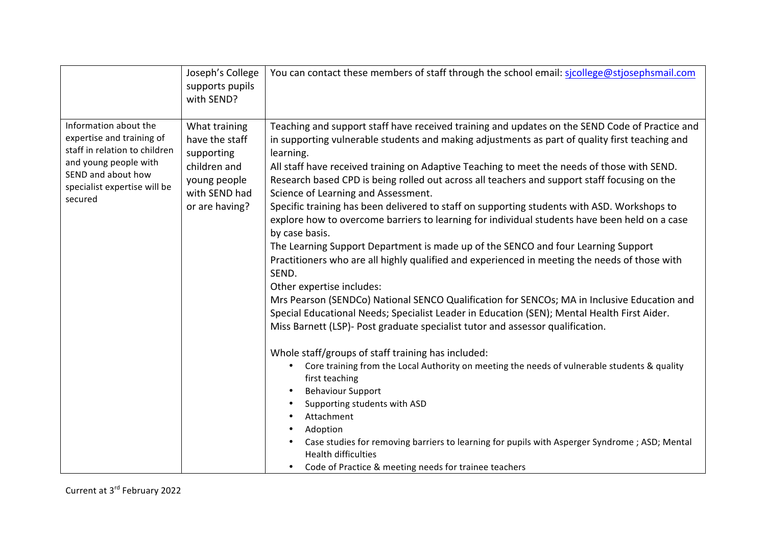| | | |
|---|---|---|
| | Joseph's College supports pupils with SEND? | You can contact these members of staff through the school email: [sjcollege@stjosephsmail.com](mailto:sjcollege@stjosephsmail.com) |
| Information about the expertise and training of staff in relation to children and young people with SEND and about how specialist expertise will be secured | What training have the staff supporting children and young people with SEND had or are having? | Teaching and support staff have received training and updates on the SEND Code of Practice and in supporting vulnerable students and making adjustments as part of quality first teaching and learning.<br>All staff have received training on Adaptive Teaching to meet the needs of those with SEND.<br>Research based CPD is being rolled out across all teachers and support staff focusing on the Science of Learning and Assessment.<br>Specific training has been delivered to staff on supporting students with ASD. Workshops to explore how to overcome barriers to learning for individual students have been held on a case by case basis.<br>The Learning Support Department is made up of the SENCO and four Learning Support Practitioners who are all highly qualified and experienced in meeting the needs of those with SEND.<br>Other expertise includes:<br>Mrs Pearson (SENDCo) National SENCO Qualification for SENCOs; MA in Inclusive Education and Special Educational Needs; Specialist Leader in Education (SEN); Mental Health First Aider.<br>Miss Barnett (LSP)- Post graduate specialist tutor and assessor qualification.<br><br>Whole staff/groups of staff training has included:<br>• Core training from the Local Authority on meeting the needs of vulnerable students & quality first teaching<br>• Behaviour Support<br>• Supporting students with ASD<br>• Attachment<br>• Adoption<br>• Case studies for removing barriers to learning for pupils with Asperger Syndrome ; ASD; Mental Health difficulties<br>• Code of Practice & meeting needs for trainee teachers |

Current at 3rd February 2022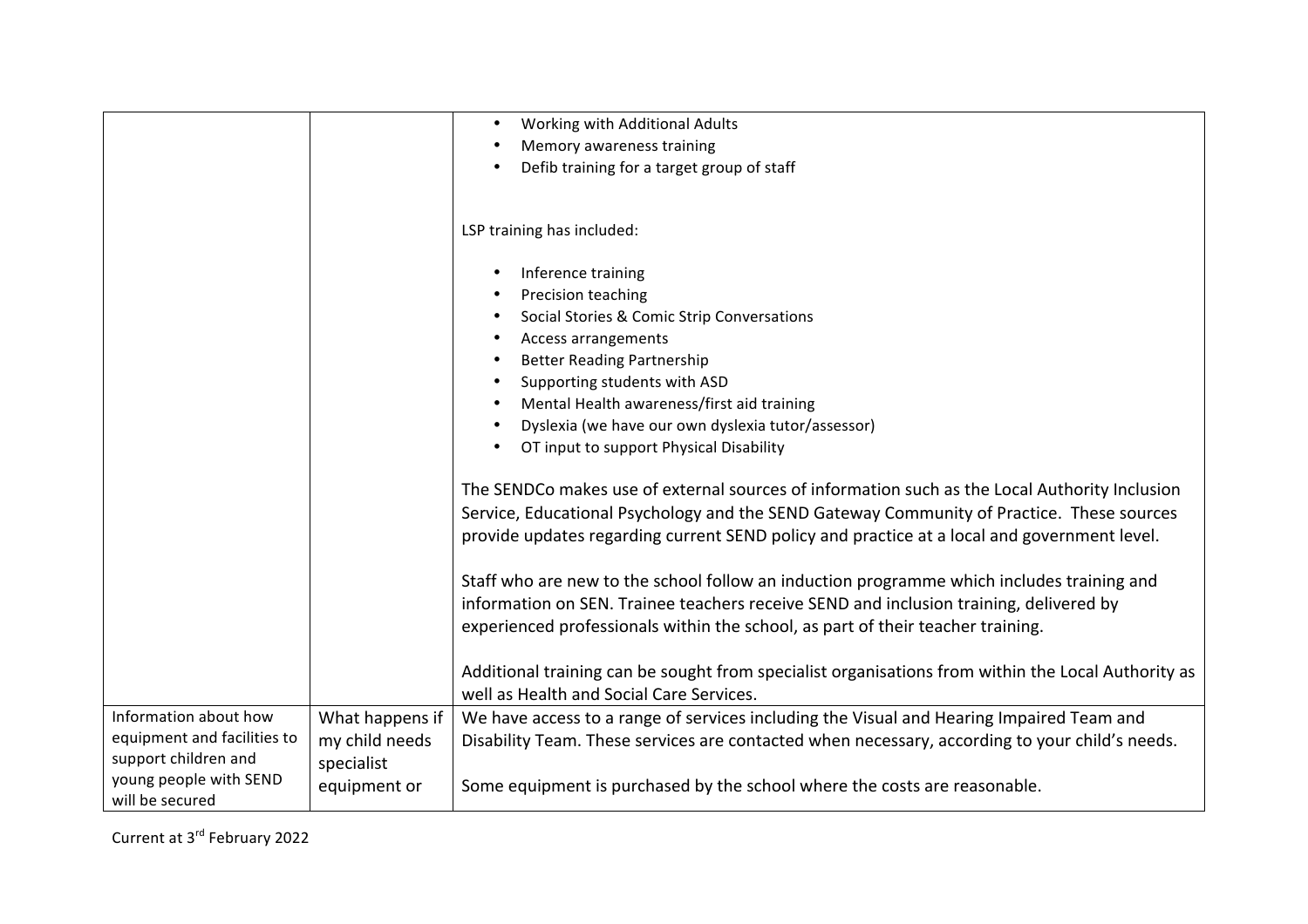| | | |
|---|---|---|
| | | • Working with Additional Adults<br>• Memory awareness training<br>• Defib training for a target group of staff<br><br>LSP training has included:<br><br>• Inference training<br>• Precision teaching<br>• Social Stories & Comic Strip Conversations<br>• Access arrangements<br>• Better Reading Partnership<br>• Supporting students with ASD<br>• Mental Health awareness/first aid training<br>• Dyslexia (we have our own dyslexia tutor/assessor)<br>• OT input to support Physical Disability<br><br>The SENDCo makes use of external sources of information such as the Local Authority Inclusion Service, Educational Psychology and the SEND Gateway Community of Practice. These sources provide updates regarding current SEND policy and practice at a local and government level.<br><br>Staff who are new to the school follow an induction programme which includes training and information on SEN. Trainee teachers receive SEND and inclusion training, delivered by experienced professionals within the school, as part of their teacher training.<br><br>Additional training can be sought from specialist organisations from within the Local Authority as well as Health and Social Care Services. |
| Information about how equipment and facilities to support children and young people with SEND will be secured | What happens if my child needs specialist equipment or | We have access to a range of services including the Visual and Hearing Impaired Team and Disability Team. These services are contacted when necessary, according to your child's needs.<br><br>Some equipment is purchased by the school where the costs are reasonable. |

Current at 3rd February 2022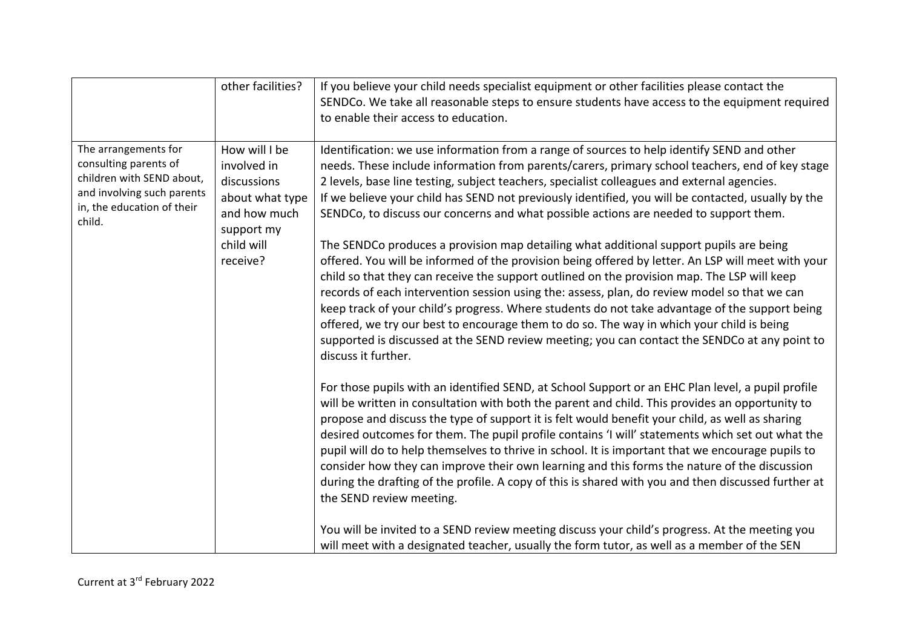| | | |
|---|---|---|
| | other facilities? | If you believe your child needs specialist equipment or other facilities please contact the SENDCo. We take all reasonable steps to ensure students have access to the equipment required to enable their access to education. |
| The arrangements for consulting parents of children with SEND about, and involving such parents in, the education of their child. | How will I be involved in discussions about what type and how much support my child will receive? | Identification: we use information from a range of sources to help identify SEND and other needs. These include information from parents/carers, primary school teachers, end of key stage 2 levels, base line testing, subject teachers, specialist colleagues and external agencies.<br>If we believe your child has SEND not previously identified, you will be contacted, usually by the SENDCo, to discuss our concerns and what possible actions are needed to support them.<br><br>The SENDCo produces a provision map detailing what additional support pupils are being offered. You will be informed of the provision being offered by letter. An LSP will meet with your child so that they can receive the support outlined on the provision map. The LSP will keep records of each intervention session using the: assess, plan, do review model so that we can keep track of your child's progress. Where students do not take advantage of the support being offered, we try our best to encourage them to do so. The way in which your child is being supported is discussed at the SEND review meeting; you can contact the SENDCo at any point to discuss it further.<br><br>For those pupils with an identified SEND, at School Support or an EHC Plan level, a pupil profile will be written in consultation with both the parent and child. This provides an opportunity to propose and discuss the type of support it is felt would benefit your child, as well as sharing desired outcomes for them. The pupil profile contains 'I will' statements which set out what the pupil will do to help themselves to thrive in school. It is important that we encourage pupils to consider how they can improve their own learning and this forms the nature of the discussion during the drafting of the profile. A copy of this is shared with you and then discussed further at the SEND review meeting.<br><br>You will be invited to a SEND review meeting discuss your child's progress. At the meeting you will meet with a designated teacher, usually the form tutor, as well as a member of the SEN |

Current at 3rd February 2022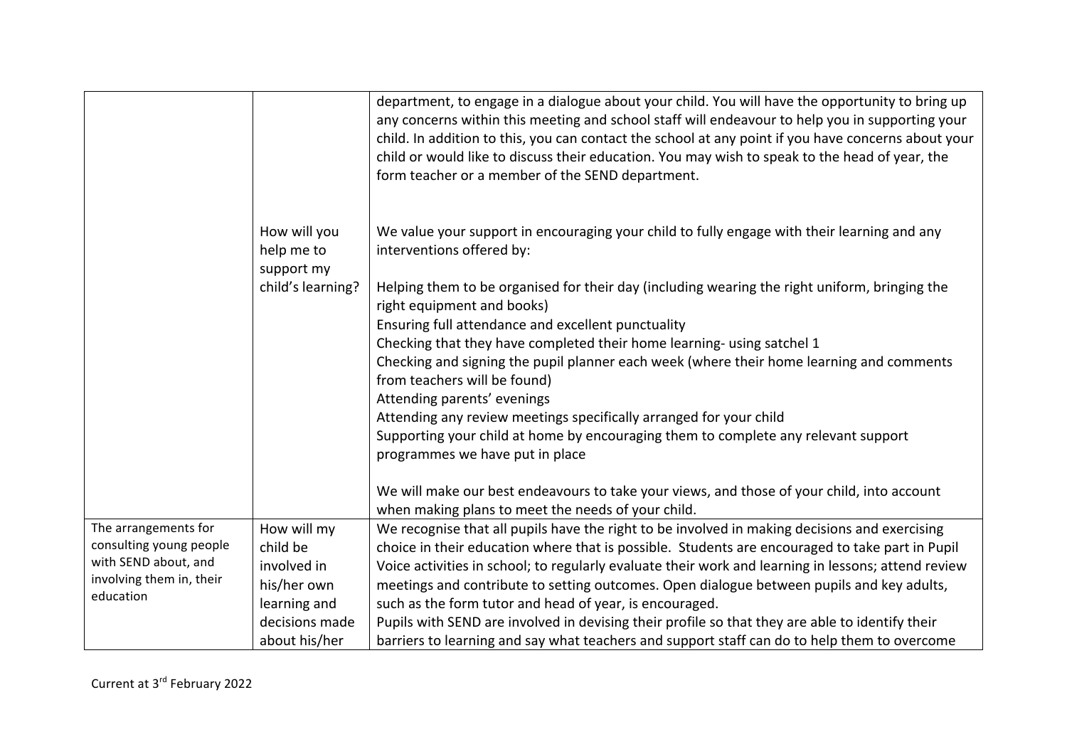| | | |
|---|---|---|
| | | department, to engage in a dialogue about your child. You will have the opportunity to bring up any concerns within this meeting and school staff will endeavour to help you in supporting your child. In addition to this, you can contact the school at any point if you have concerns about your child or would like to discuss their education. You may wish to speak to the head of year, the form teacher or a member of the SEND department. |
| | How will you help me to support my child's learning? | We value your support in encouraging your child to fully engage with their learning and any interventions offered by:<br><br>Helping them to be organised for their day (including wearing the right uniform, bringing the right equipment and books)<br>Ensuring full attendance and excellent punctuality<br>Checking that they have completed their home learning- using satchel 1<br>Checking and signing the pupil planner each week (where their home learning and comments from teachers will be found)<br>Attending parents' evenings<br>Attending any review meetings specifically arranged for your child<br>Supporting your child at home by encouraging them to complete any relevant support programmes we have put in place<br><br>We will make our best endeavours to take your views, and those of your child, into account when making plans to meet the needs of your child. |
| The arrangements for consulting young people with SEND about, and involving them in, their education | How will my child be involved in his/her own learning and decisions made about his/her | We recognise that all pupils have the right to be involved in making decisions and exercising choice in their education where that is possible. Students are encouraged to take part in Pupil Voice activities in school; to regularly evaluate their work and learning in lessons; attend review meetings and contribute to setting outcomes. Open dialogue between pupils and key adults, such as the form tutor and head of year, is encouraged.<br>Pupils with SEND are involved in devising their profile so that they are able to identify their barriers to learning and say what teachers and support staff can do to help them to overcome |

Current at 3rd February 2022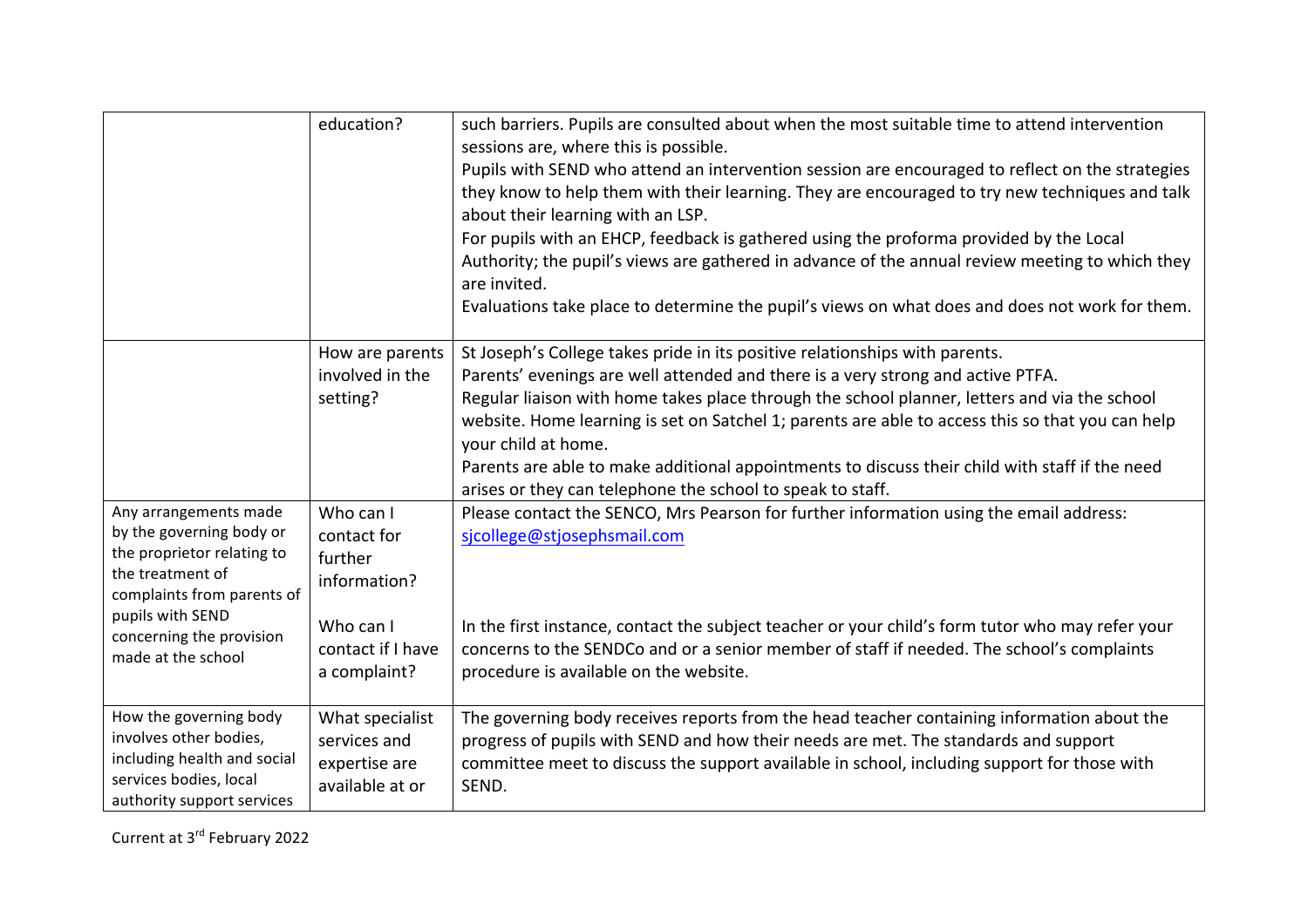| | | |
|---|---|---|
| | education? | such barriers. Pupils are consulted about when the most suitable time to attend intervention sessions are, where this is possible.<br>Pupils with SEND who attend an intervention session are encouraged to reflect on the strategies they know to help them with their learning. They are encouraged to try new techniques and talk about their learning with an LSP.<br>For pupils with an EHCP, feedback is gathered using the proforma provided by the Local Authority; the pupil's views are gathered in advance of the annual review meeting to which they are invited.<br>Evaluations take place to determine the pupil's views on what does and does not work for them. |
| | How are parents involved in the setting? | St Joseph's College takes pride in its positive relationships with parents.<br>Parents' evenings are well attended and there is a very strong and active PTFA.<br>Regular liaison with home takes place through the school planner, letters and via the school website. Home learning is set on Satchel 1; parents are able to access this so that you can help your child at home.<br>Parents are able to make additional appointments to discuss their child with staff if the need arises or they can telephone the school to speak to staff. |
| Any arrangements made by the governing body or the proprietor relating to the treatment of complaints from parents of pupils with SEND concerning the provision made at the school | Who can I contact for further information?<br><br>Who can I contact if I have a complaint? | Please contact the SENCO, Mrs Pearson for further information using the email address: sjcollege@stjosephsmail.com<br><br>In the first instance, contact the subject teacher or your child's form tutor who may refer your concerns to the SENDCo and or a senior member of staff if needed. The school's complaints procedure is available on the website. |
| How the governing body involves other bodies, including health and social services bodies, local authority support services | What specialist services and expertise are available at or | The governing body receives reports from the head teacher containing information about the progress of pupils with SEND and how their needs are met. The standards and support committee meet to discuss the support available in school, including support for those with SEND. |

Current at 3rd February 2022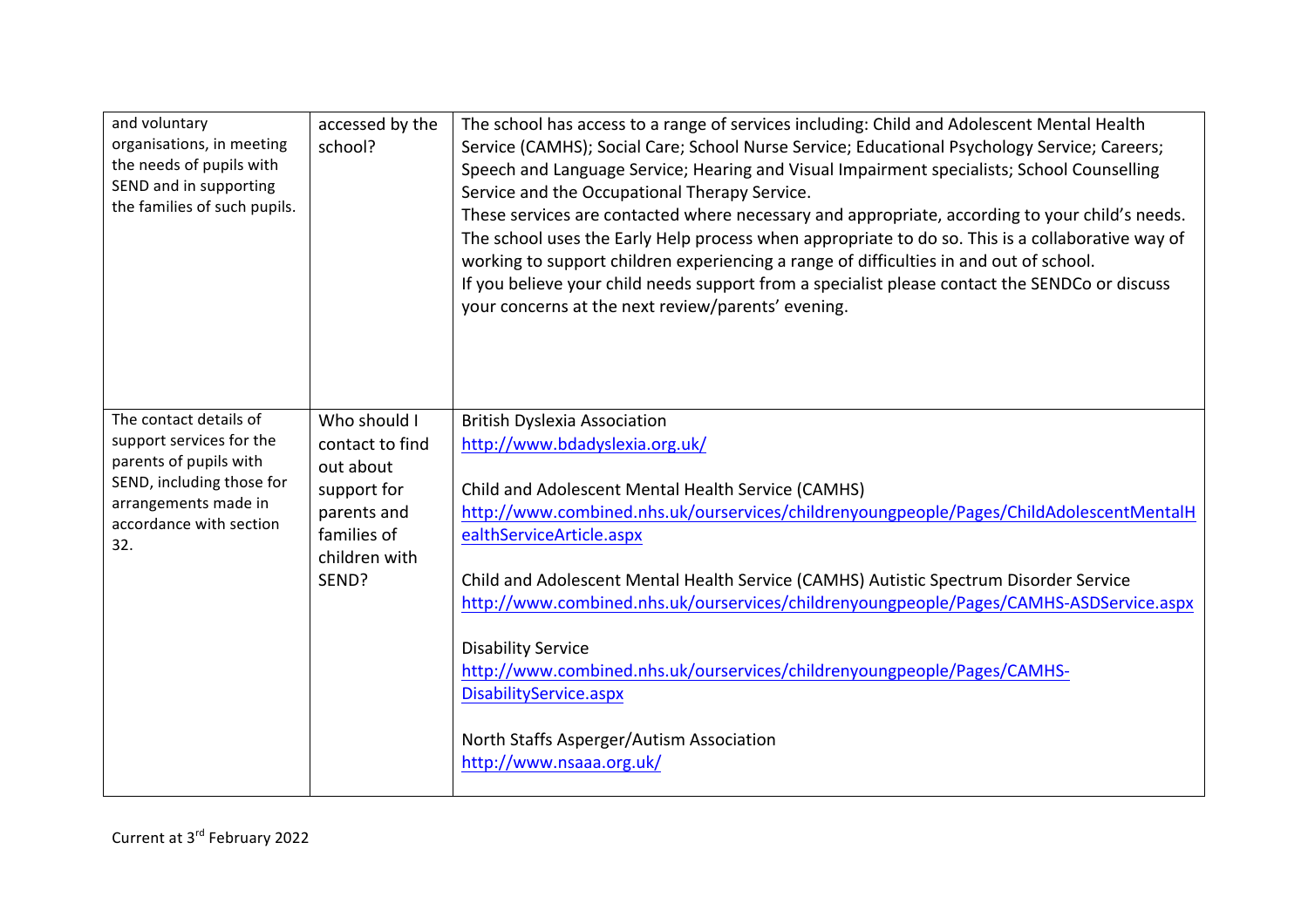| | | |
|---|---|---|
| and voluntary organisations, in meeting the needs of pupils with SEND and in supporting the families of such pupils. | accessed by the school? | The school has access to a range of services including: Child and Adolescent Mental Health Service (CAMHS); Social Care; School Nurse Service; Educational Psychology Service; Careers; Speech and Language Service; Hearing and Visual Impairment specialists; School Counselling Service and the Occupational Therapy Service.<br>These services are contacted where necessary and appropriate, according to your child's needs.<br>The school uses the Early Help process when appropriate to do so. This is a collaborative way of working to support children experiencing a range of difficulties in and out of school.<br>If you believe your child needs support from a specialist please contact the SENDCo or discuss your concerns at the next review/parents' evening. |
| The contact details of support services for the parents of pupils with SEND, including those for arrangements made in accordance with section 32. | Who should I contact to find out about support for parents and families of children with SEND? | British Dyslexia Association<br>http://www.bdadyslexia.org.uk/<br><br>Child and Adolescent Mental Health Service (CAMHS)<br>http://www.combined.nhs.uk/ourservices/childrenyoungpeople/Pages/ChildAdolescentMentalHealthServiceArticle.aspx<br><br>Child and Adolescent Mental Health Service (CAMHS) Autistic Spectrum Disorder Service<br>http://www.combined.nhs.uk/ourservices/childrenyoungpeople/Pages/CAMHS-ASDService.aspx<br><br>Disability Service<br>http://www.combined.nhs.uk/ourservices/childrenyoungpeople/Pages/CAMHS-DisabilityService.aspx<br><br>North Staffs Asperger/Autism Association<br>http://www.nsaaa.org.uk/ |

Current at 3rd February 2022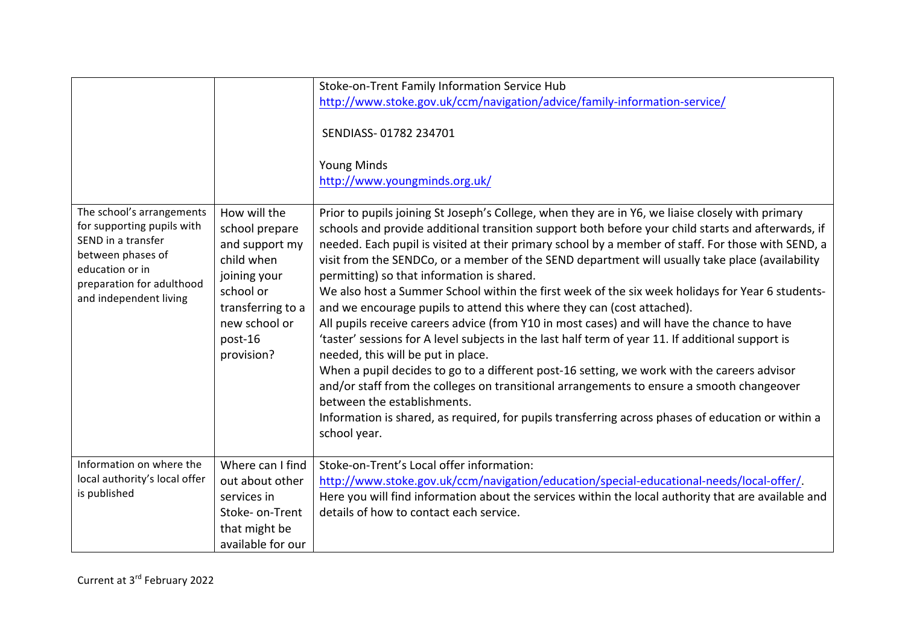|  |  |  |
|---|---|---|
|  |  | Stoke-on-Trent Family Information Service Hub<br>http://www.stoke.gov.uk/ccm/navigation/advice/family-information-service/<br><br>SENDIASS- 01782 234701<br><br>Young Minds<br>http://www.youngminds.org.uk/ |
| The school's arrangements for supporting pupils with SEND in a transfer between phases of education or in preparation for adulthood and independent living | How will the school prepare and support my child when joining your school or transferring to a new school or post-16 provision? | Prior to pupils joining St Joseph's College, when they are in Y6, we liaise closely with primary schools and provide additional transition support both before your child starts and afterwards, if needed. Each pupil is visited at their primary school by a member of staff. For those with SEND, a visit from the SENDCo, or a member of the SEND department will usually take place (availability permitting) so that information is shared.<br>We also host a Summer School within the first week of the six week holidays for Year 6 students- and we encourage pupils to attend this where they can (cost attached).<br>All pupils receive careers advice (from Y10 in most cases) and will have the chance to have 'taster' sessions for A level subjects in the last half term of year 11. If additional support is needed, this will be put in place.<br>When a pupil decides to go to a different post-16 setting, we work with the careers advisor and/or staff from the colleges on transitional arrangements to ensure a smooth changeover between the establishments.<br>Information is shared, as required, for pupils transferring across phases of education or within a school year. |
| Information on where the local authority's local offer is published | Where can I find out about other services in Stoke- on-Trent that might be available for our | Stoke-on-Trent's Local offer information:<br>http://www.stoke.gov.uk/ccm/navigation/education/special-educational-needs/local-offer/.<br>Here you will find information about the services within the local authority that are available and details of how to contact each service. |

Current at 3rd February 2022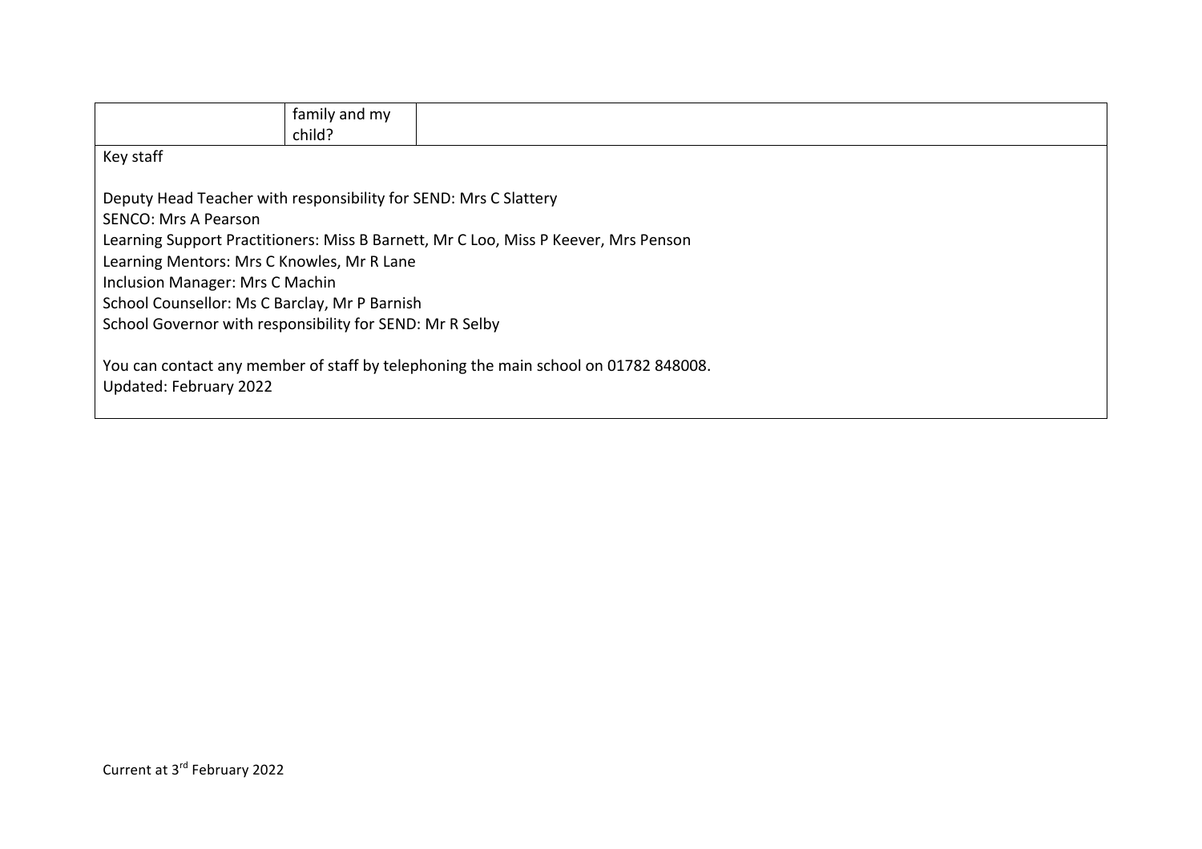| | | |
|---|---|---|
| | family and my child? | |

Key staff

Deputy Head Teacher with responsibility for SEND: Mrs C Slattery
SENCO: Mrs A Pearson
Learning Support Practitioners: Miss B Barnett, Mr C Loo, Miss P Keever, Mrs Penson
Learning Mentors: Mrs C Knowles, Mr R Lane
Inclusion Manager: Mrs C Machin
School Counsellor: Ms C Barclay, Mr P Barnish
School Governor with responsibility for SEND: Mr R Selby

You can contact any member of staff by telephoning the main school on 01782 848008.
Updated: February 2022